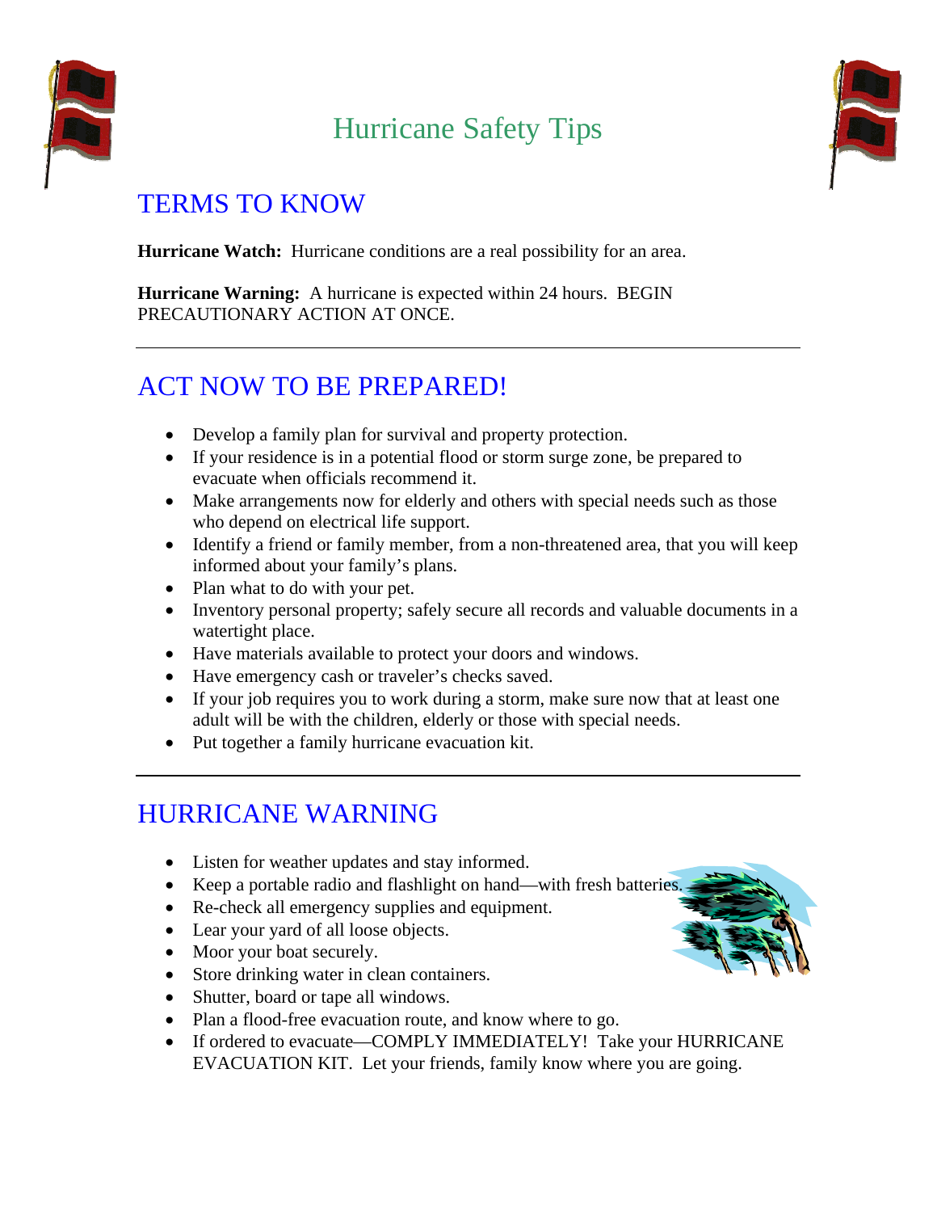# Hurricane Safety Tips

## TERMS TO KNOW

**Hurricane Watch:** Hurricane conditions are a real possibility for an area.

**Hurricane Warning:** A hurricane is expected within 24 hours. BEGIN PRECAUTIONARY ACTION AT ONCE.

---

## ACT NOW TO BE PREPARED!

- Develop a family plan for survival and property protection.
- If your residence is in a potential flood or storm surge zone, be prepared to evacuate when officials recommend it.
- Make arrangements now for elderly and others with special needs such as those who depend on electrical life support.
- Identify a friend or family member, from a non-threatened area, that you will keep informed about your family's plans.
- Plan what to do with your pet.
- Inventory personal property; safely secure all records and valuable documents in a watertight place.
- Have materials available to protect your doors and windows.
- Have emergency cash or traveler's checks saved.
- If your job requires you to work during a storm, make sure now that at least one adult will be with the children, elderly or those with special needs.
- Put together a family hurricane evacuation kit.

---

## HURRICANE WARNING

- Listen for weather updates and stay informed.
- Keep a portable radio and flashlight on hand—with fresh batteries.
- Re-check all emergency supplies and equipment.
- Lear your yard of all loose objects.
- Moor your boat securely.
- Store drinking water in clean containers.
- Shutter, board or tape all windows.
- Plan a flood-free evacuation route, and know where to go.
- If ordered to evacuate—COMPLY IMMEDIATELY! Take your HURRICANE EVACUATION KIT. Let your friends, family know where you are going.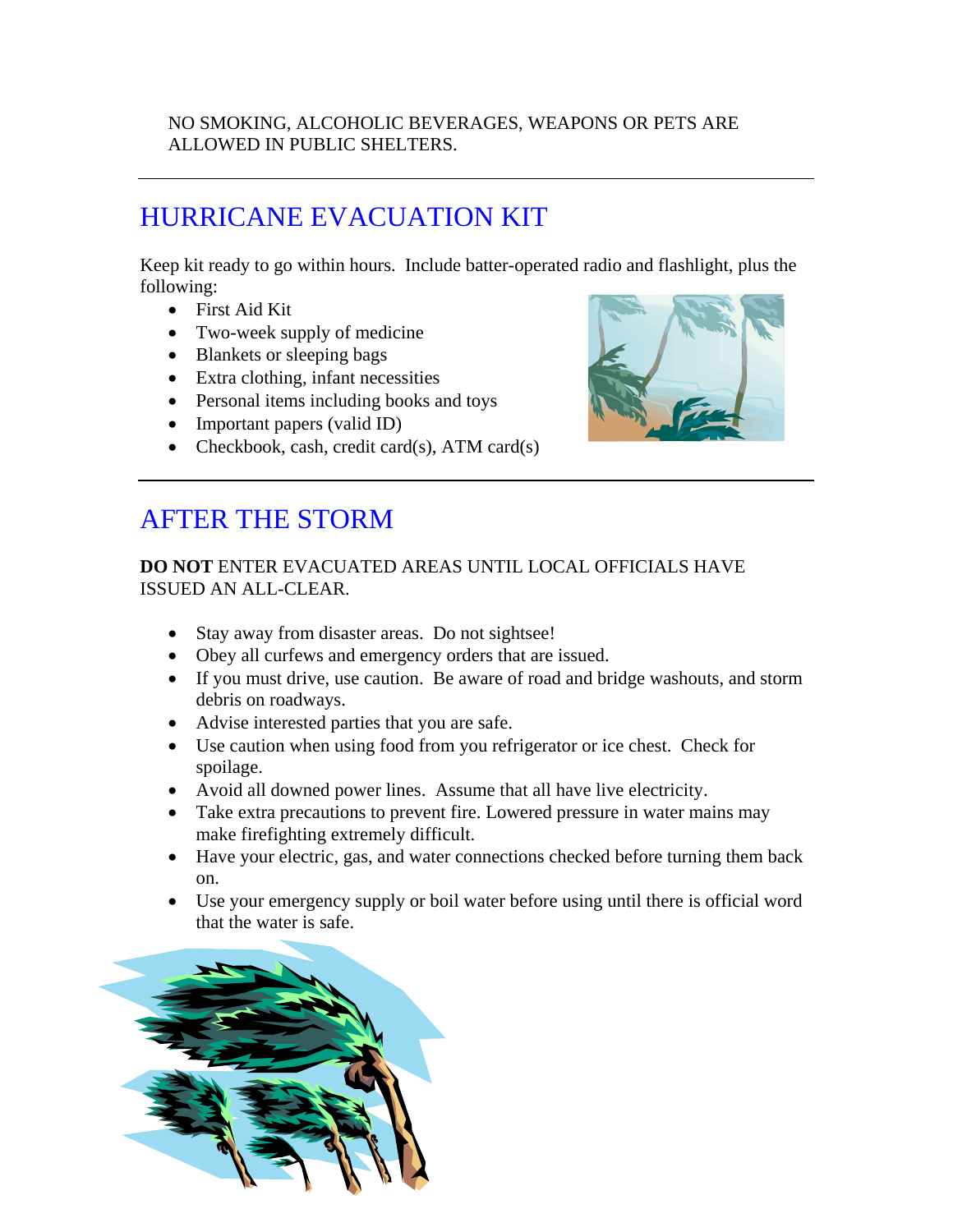NO SMOKING, ALCOHOLIC BEVERAGES, WEAPONS OR PETS ARE ALLOWED IN PUBLIC SHELTERS.

---

## HURRICANE EVACUATION KIT

Keep kit ready to go within hours. Include batter-operated radio and flashlight, plus the following:

- First Aid Kit
- Two-week supply of medicine
- Blankets or sleeping bags
- Extra clothing, infant necessities
- Personal items including books and toys
- Important papers (valid ID)
- Checkbook, cash, credit card(s), ATM card(s)

---

## AFTER THE STORM

**DO NOT** ENTER EVACUATED AREAS UNTIL LOCAL OFFICIALS HAVE ISSUED AN ALL-CLEAR.

- Stay away from disaster areas. Do not sightsee!
- Obey all curfews and emergency orders that are issued.
- If you must drive, use caution. Be aware of road and bridge washouts, and storm debris on roadways.
- Advise interested parties that you are safe.
- Use caution when using food from you refrigerator or ice chest. Check for spoilage.
- Avoid all downed power lines. Assume that all have live electricity.
- Take extra precautions to prevent fire. Lowered pressure in water mains may make firefighting extremely difficult.
- Have your electric, gas, and water connections checked before turning them back on.
- Use your emergency supply or boil water before using until there is official word that the water is safe.